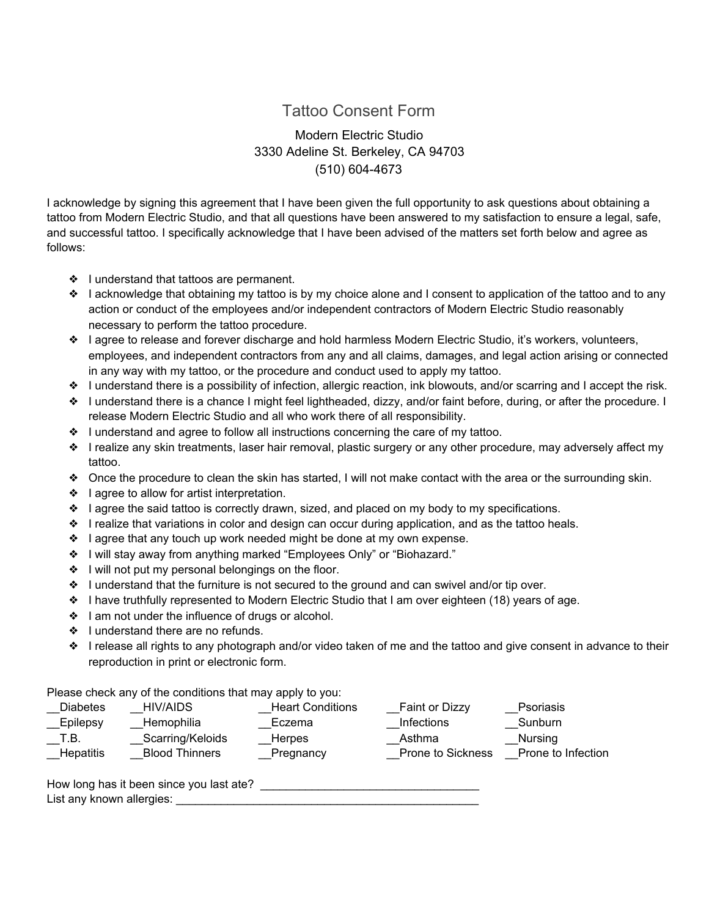# Tattoo Consent Form

Modern Electric Studio
3330 Adeline St. Berkeley, CA 94703
(510) 604-4673

I acknowledge by signing this agreement that I have been given the full opportunity to ask questions about obtaining a tattoo from Modern Electric Studio, and that all questions have been answered to my satisfaction to ensure a legal, safe, and successful tattoo. I specifically acknowledge that I have been advised of the matters set forth below and agree as follows:

- I understand that tattoos are permanent.
- I acknowledge that obtaining my tattoo is by my choice alone and I consent to application of the tattoo and to any action or conduct of the employees and/or independent contractors of Modern Electric Studio reasonably necessary to perform the tattoo procedure.
- I agree to release and forever discharge and hold harmless Modern Electric Studio, it's workers, volunteers, employees, and independent contractors from any and all claims, damages, and legal action arising or connected in any way with my tattoo, or the procedure and conduct used to apply my tattoo.
- I understand there is a possibility of infection, allergic reaction, ink blowouts, and/or scarring and I accept the risk.
- I understand there is a chance I might feel lightheaded, dizzy, and/or faint before, during, or after the procedure. I release Modern Electric Studio and all who work there of all responsibility.
- I understand and agree to follow all instructions concerning the care of my tattoo.
- I realize any skin treatments, laser hair removal, plastic surgery or any other procedure, may adversely affect my tattoo.
- Once the procedure to clean the skin has started, I will not make contact with the area or the surrounding skin.
- I agree to allow for artist interpretation.
- I agree the said tattoo is correctly drawn, sized, and placed on my body to my specifications.
- I realize that variations in color and design can occur during application, and as the tattoo heals.
- I agree that any touch up work needed might be done at my own expense.
- I will stay away from anything marked "Employees Only" or "Biohazard."
- I will not put my personal belongings on the floor.
- I understand that the furniture is not secured to the ground and can swivel and/or tip over.
- I have truthfully represented to Modern Electric Studio that I am over eighteen (18) years of age.
- I am not under the influence of drugs or alcohol.
- I understand there are no refunds.
- I release all rights to any photograph and/or video taken of me and the tattoo and give consent in advance to their reproduction in print or electronic form.

Please check any of the conditions that may apply to you:

| | | | | |
|---|---|---|---|---|
| __Diabetes | __HIV/AIDS | __Heart Conditions | __Faint or Dizzy | __Psoriasis |
| __Epilepsy | __Hemophilia | __Eczema | __Infections | __Sunburn |
| __T.B. | __Scarring/Keloids | __Herpes | __Asthma | __Nursing |
| __Hepatitis | __Blood Thinners | __Pregnancy | __Prone to Sickness | __Prone to Infection |

How long has it been since you last ate? ___________________________________

List any known allergies: ___________________________________________________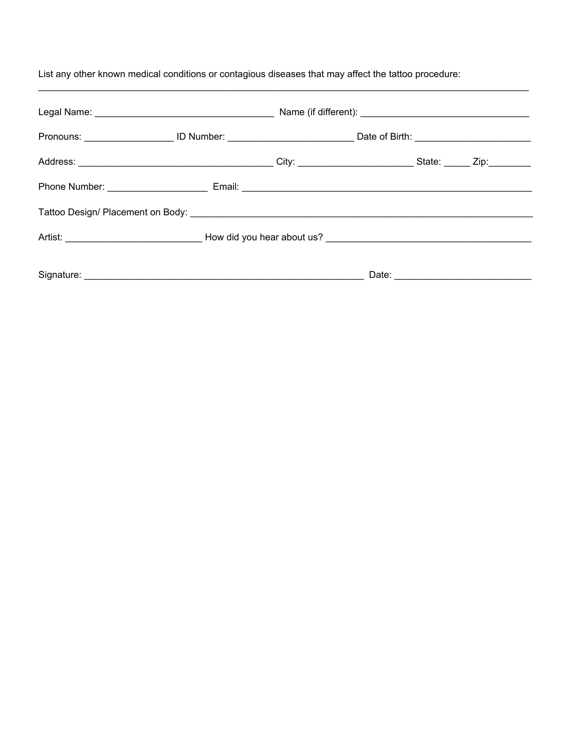List any other known medical conditions or contagious diseases that may affect the tattoo procedure:
___________________________________________________________________________________________

Legal Name: _________________________________ Name (if different): _______________________________

Pronouns: ________________ ID Number: _______________________ Date of Birth: _____________________

Address: ___________________________________ City: ____________________ State: _____ Zip:________

Phone Number: __________________ Email: ______________________________________________________

Tattoo Design/ Placement on Body: ________________________________________________________________

Artist: _________________________ How did you hear about us? ______________________________________

Signature: ___________________________________________________ Date: _________________________